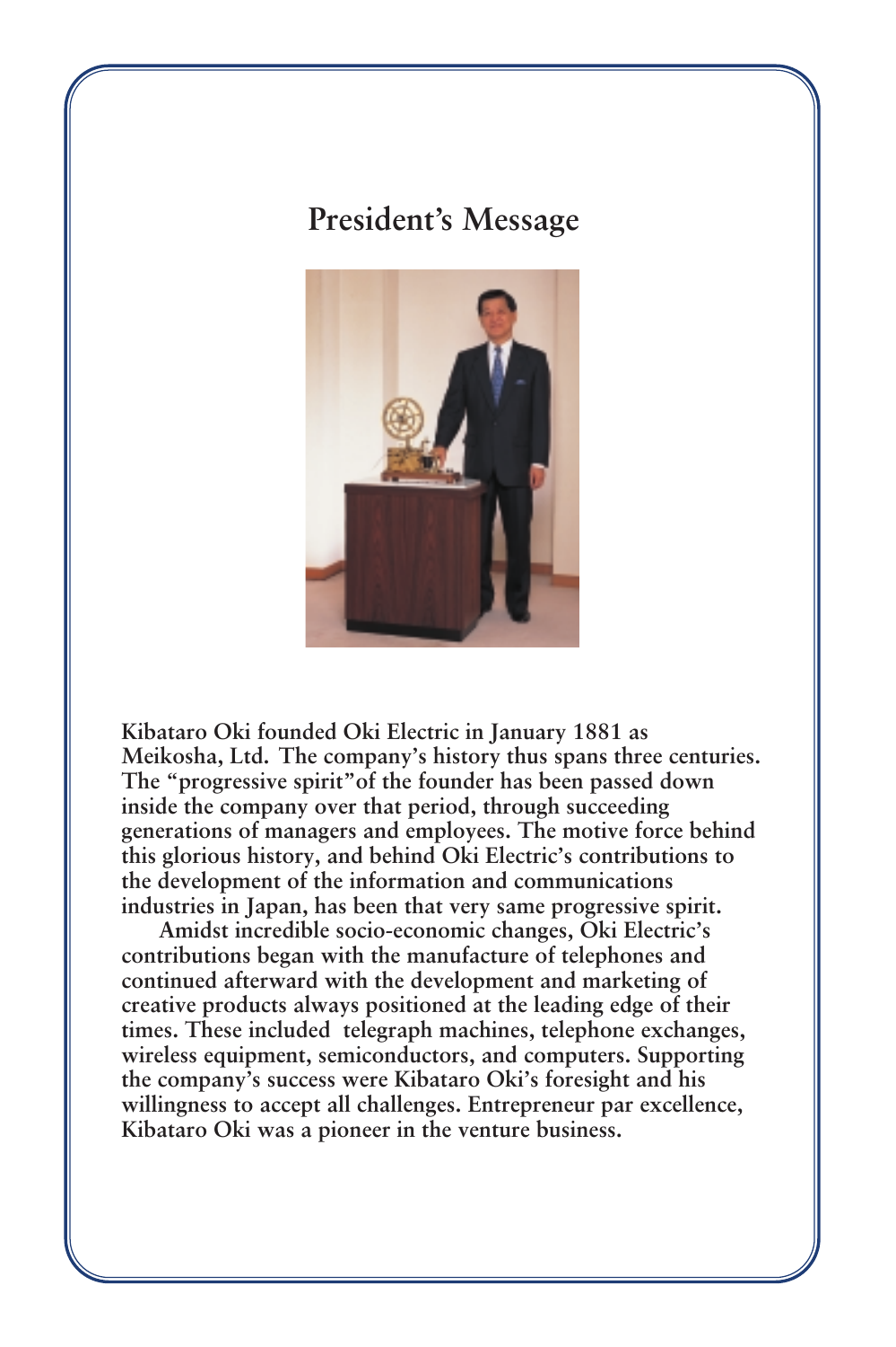# President's Message

Kibataro Oki founded Oki Electric in January 1881 as Meikosha, Ltd. The company's history thus spans three centuries. The "progressive spirit" of the founder has been passed down inside the company over that period, through succeeding generations of managers and employees. The motive force behind this glorious history, and behind Oki Electric's contributions to the development of the information and communications industries in Japan, has been that very same progressive spirit.

Amidst incredible socio-economic changes, Oki Electric's contributions began with the manufacture of telephones and continued afterward with the development and marketing of creative products always positioned at the leading edge of their times. These included telegraph machines, telephone exchanges, wireless equipment, semiconductors, and computers. Supporting the company's success were Kibataro Oki's foresight and his willingness to accept all challenges. Entrepreneur par excellence, Kibataro Oki was a pioneer in the venture business.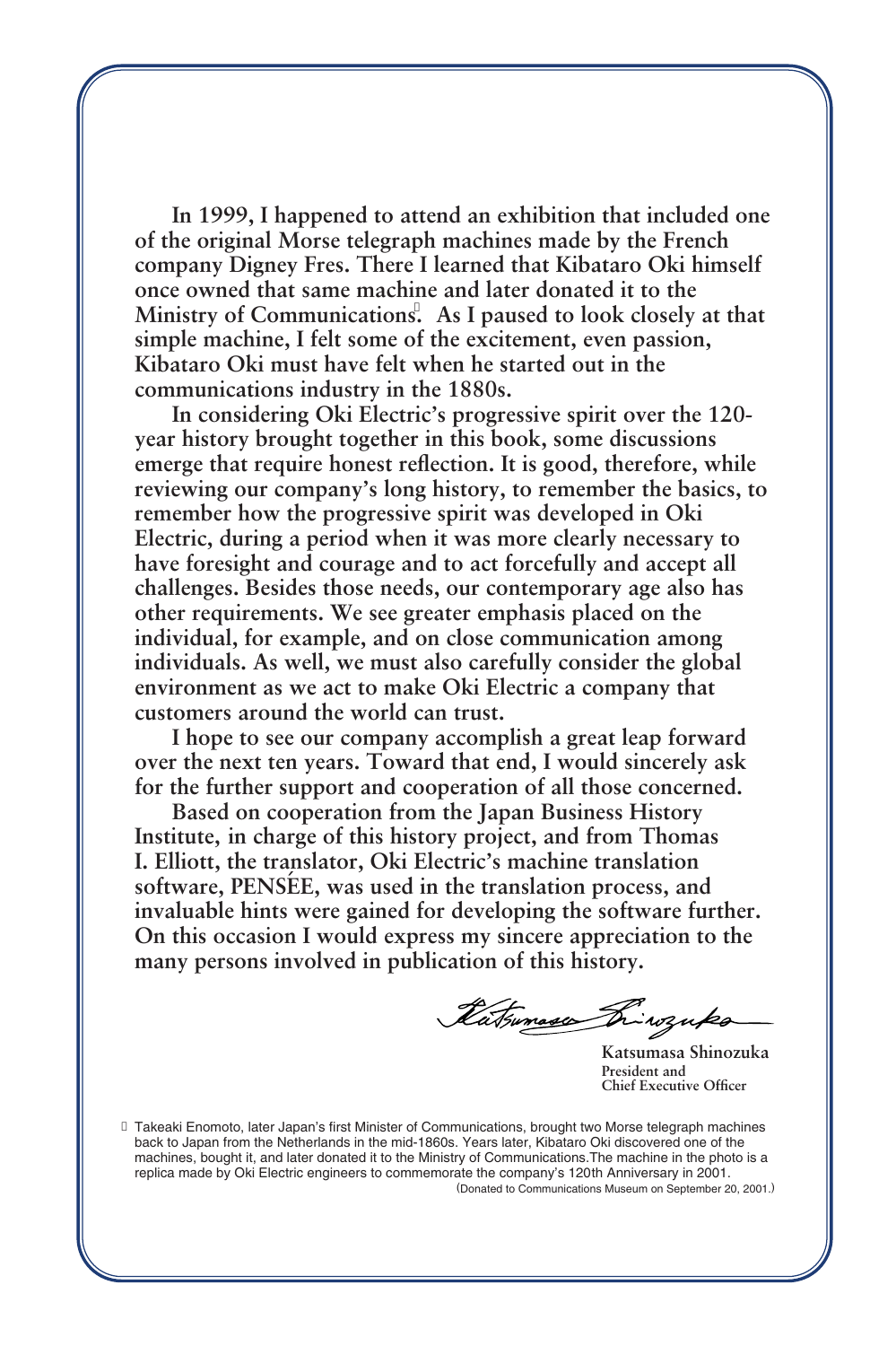In 1999, I happened to attend an exhibition that included one of the original Morse telegraph machines made by the French company Digney Fres. There I learned that Kibataro Oki himself once owned that same machine and later donated it to the Ministry of Communications.* As I paused to look closely at that simple machine, I felt some of the excitement, even passion, Kibataro Oki must have felt when he started out in the communications industry in the 1880s.

In considering Oki Electric's progressive spirit over the 120-year history brought together in this book, some discussions emerge that require honest reflection. It is good, therefore, while reviewing our company's long history, to remember the basics, to remember how the progressive spirit was developed in Oki Electric, during a period when it was more clearly necessary to have foresight and courage and to act forcefully and accept all challenges. Besides those needs, our contemporary age also has other requirements. We see greater emphasis placed on the individual, for example, and on close communication among individuals. As well, we must also carefully consider the global environment as we act to make Oki Electric a company that customers around the world can trust.

I hope to see our company accomplish a great leap forward over the next ten years. Toward that end, I would sincerely ask for the further support and cooperation of all those concerned.

Based on cooperation from the Japan Business History Institute, in charge of this history project, and from Thomas I. Elliott, the translator, Oki Electric's machine translation software, PENSÉE, was used in the translation process, and invaluable hints were gained for developing the software further. On this occasion I would express my sincere appreciation to the many persons involved in publication of this history.

Katsumasa Shinozuka
President and
Chief Executive Officer

* Takeaki Enomoto, later Japan's first Minister of Communications, brought two Morse telegraph machines back to Japan from the Netherlands in the mid-1860s. Years later, Kibataro Oki discovered one of the machines, bought it, and later donated it to the Ministry of Communications. The machine in the photo is a replica made by Oki Electric engineers to commemorate the company's 120th Anniversary in 2001.
(Donated to Communications Museum on September 20, 2001.)